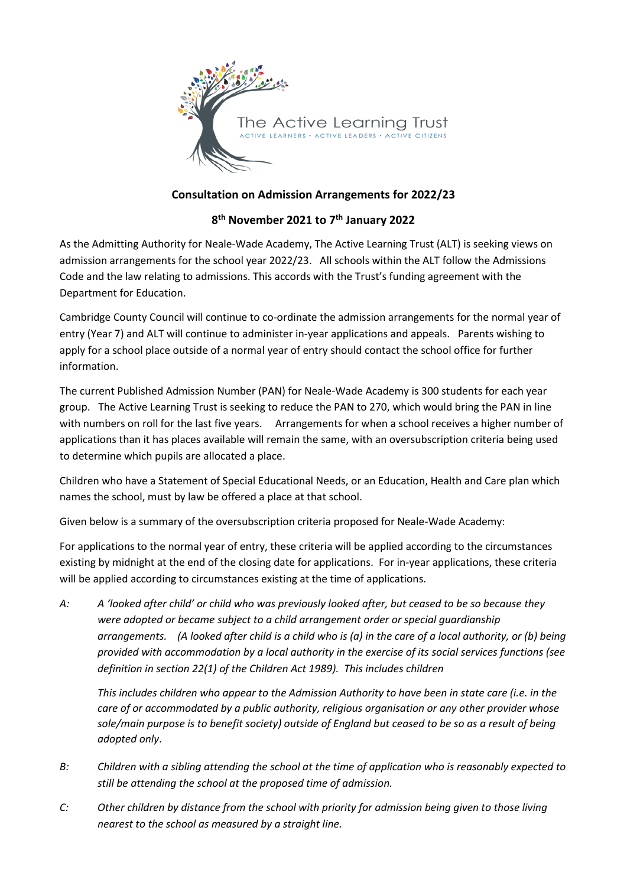The Active Learning Trust
ACTIVE LEARNERS · ACTIVE LEADERS · ACTIVE CITIZENS

**Consultation on Admission Arrangements for 2022/23**

**8th November 2021 to 7th January 2022**

As the Admitting Authority for Neale-Wade Academy, The Active Learning Trust (ALT) is seeking views on admission arrangements for the school year 2022/23. All schools within the ALT follow the Admissions Code and the law relating to admissions. This accords with the Trust's funding agreement with the Department for Education.

Cambridge County Council will continue to co-ordinate the admission arrangements for the normal year of entry (Year 7) and ALT will continue to administer in-year applications and appeals. Parents wishing to apply for a school place outside of a normal year of entry should contact the school office for further information.

The current Published Admission Number (PAN) for Neale-Wade Academy is 300 students for each year group. The Active Learning Trust is seeking to reduce the PAN to 270, which would bring the PAN in line with numbers on roll for the last five years. Arrangements for when a school receives a higher number of applications than it has places available will remain the same, with an oversubscription criteria being used to determine which pupils are allocated a place.

Children who have a Statement of Special Educational Needs, or an Education, Health and Care plan which names the school, must by law be offered a place at that school.

Given below is a summary of the oversubscription criteria proposed for Neale-Wade Academy:

For applications to the normal year of entry, these criteria will be applied according to the circumstances existing by midnight at the end of the closing date for applications. For in-year applications, these criteria will be applied according to circumstances existing at the time of applications.

A: *A 'looked after child' or child who was previously looked after, but ceased to be so because they were adopted or became subject to a child arrangement order or special guardianship arrangements. (A looked after child is a child who is (a) in the care of a local authority, or (b) being provided with accommodation by a local authority in the exercise of its social services functions (see definition in section 22(1) of the Children Act 1989). This includes children*

*This includes children who appear to the Admission Authority to have been in state care (i.e. in the care of or accommodated by a public authority, religious organisation or any other provider whose sole/main purpose is to benefit society) outside of England but ceased to be so as a result of being adopted only*.

B: *Children with a sibling attending the school at the time of application who is reasonably expected to still be attending the school at the proposed time of admission.*

C: *Other children by distance from the school with priority for admission being given to those living nearest to the school as measured by a straight line.*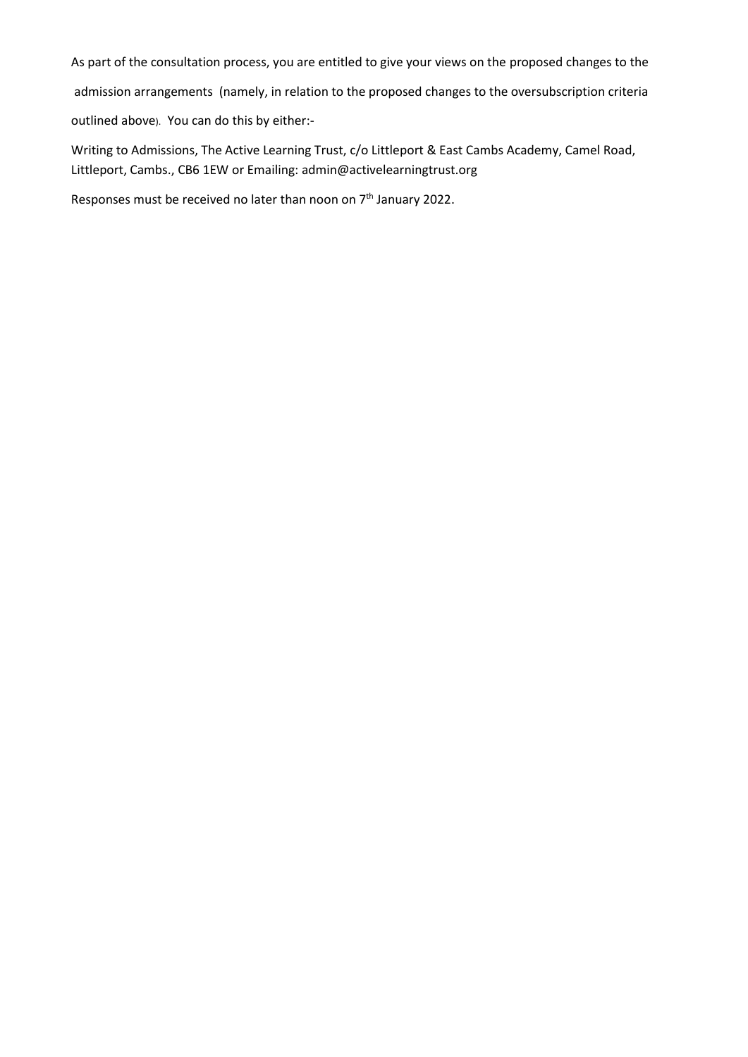As part of the consultation process, you are entitled to give your views on the proposed changes to the admission arrangements (namely, in relation to the proposed changes to the oversubscription criteria outlined above). You can do this by either:-

Writing to Admissions, The Active Learning Trust, c/o Littleport & East Cambs Academy, Camel Road, Littleport, Cambs., CB6 1EW or Emailing: admin@activelearningtrust.org

Responses must be received no later than noon on 7th January 2022.